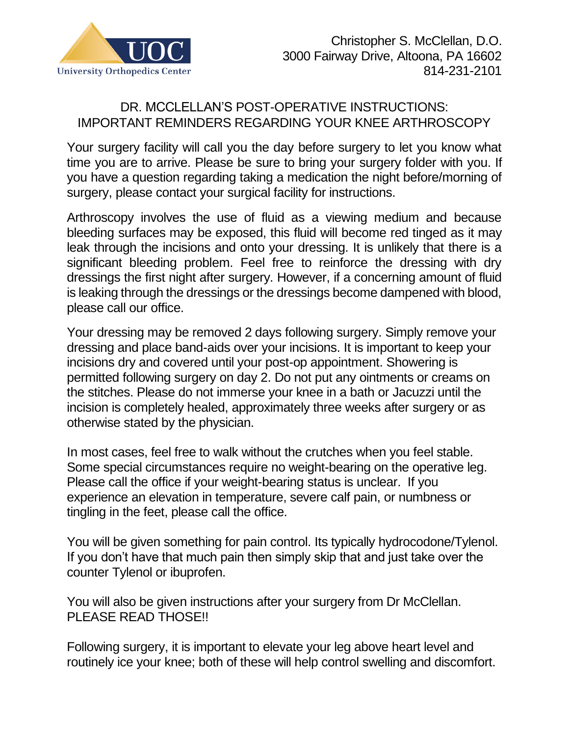University Orthopedics Center

Christopher S. McClellan, D.O.
3000 Fairway Drive, Altoona, PA 16602
814-231-2101

# DR. MCCLELLAN'S POST-OPERATIVE INSTRUCTIONS: IMPORTANT REMINDERS REGARDING YOUR KNEE ARTHROSCOPY

Your surgery facility will call you the day before surgery to let you know what time you are to arrive. Please be sure to bring your surgery folder with you. If you have a question regarding taking a medication the night before/morning of surgery, please contact your surgical facility for instructions.

Arthroscopy involves the use of fluid as a viewing medium and because bleeding surfaces may be exposed, this fluid will become red tinged as it may leak through the incisions and onto your dressing. It is unlikely that there is a significant bleeding problem. Feel free to reinforce the dressing with dry dressings the first night after surgery. However, if a concerning amount of fluid is leaking through the dressings or the dressings become dampened with blood, please call our office.

Your dressing may be removed 2 days following surgery. Simply remove your dressing and place band-aids over your incisions. It is important to keep your incisions dry and covered until your post-op appointment. Showering is permitted following surgery on day 2. Do not put any ointments or creams on the stitches. Please do not immerse your knee in a bath or Jacuzzi until the incision is completely healed, approximately three weeks after surgery or as otherwise stated by the physician.

In most cases, feel free to walk without the crutches when you feel stable. Some special circumstances require no weight-bearing on the operative leg. Please call the office if your weight-bearing status is unclear. If you experience an elevation in temperature, severe calf pain, or numbness or tingling in the feet, please call the office.

You will be given something for pain control. Its typically hydrocodone/Tylenol. If you don't have that much pain then simply skip that and just take over the counter Tylenol or ibuprofen.

You will also be given instructions after your surgery from Dr McClellan. PLEASE READ THOSE!!

Following surgery, it is important to elevate your leg above heart level and routinely ice your knee; both of these will help control swelling and discomfort.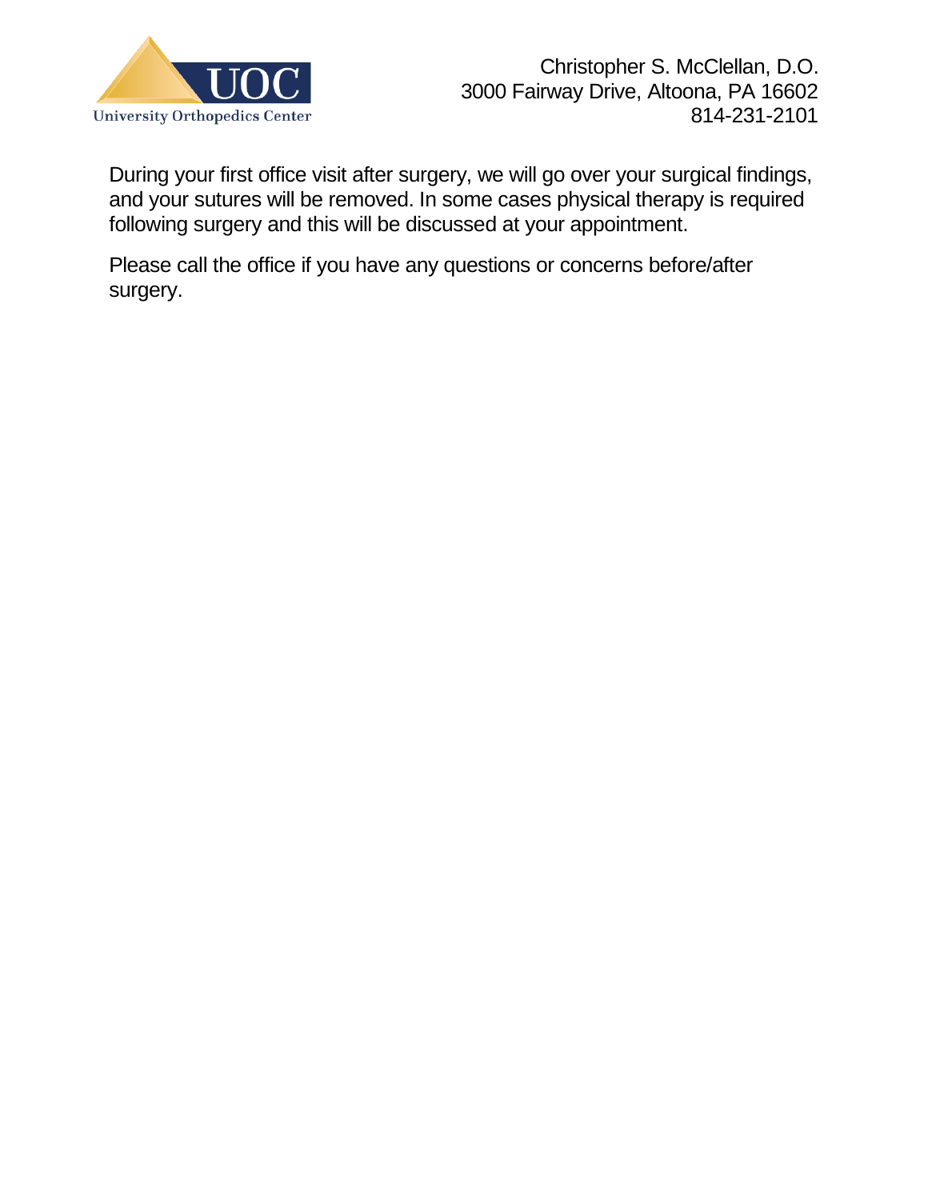Christopher S. McClellan, D.O.
3000 Fairway Drive, Altoona, PA 16602
814-231-2101

During your first office visit after surgery, we will go over your surgical findings, and your sutures will be removed. In some cases physical therapy is required following surgery and this will be discussed at your appointment.

Please call the office if you have any questions or concerns before/after surgery.